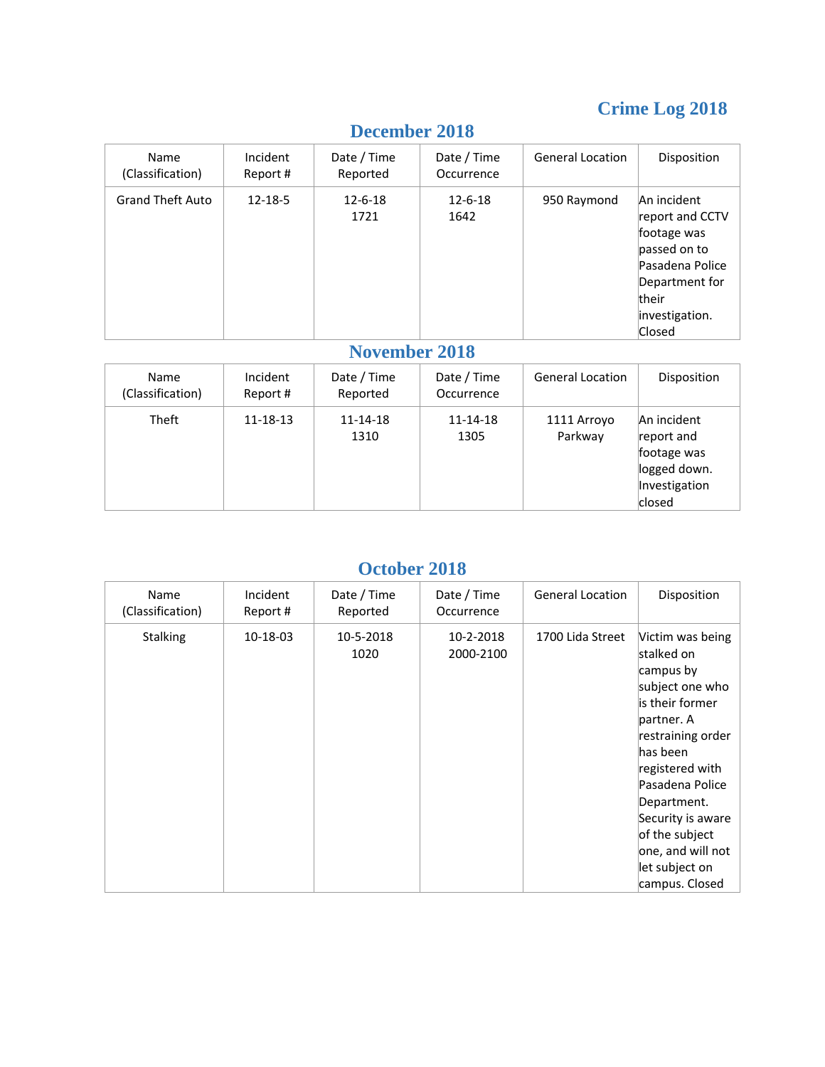# Crime Log 2018

## December 2018

| Name (Classification) | Incident Report # | Date / Time Reported | Date / Time Occurrence | General Location | Disposition |
|---|---|---|---|---|---|
| Grand Theft Auto | 12-18-5 | 12-6-18 1721 | 12-6-18 1642 | 950 Raymond | An incident report and CCTV footage was passed on to Pasadena Police Department for their investigation. Closed |

## November 2018

| Name (Classification) | Incident Report # | Date / Time Reported | Date / Time Occurrence | General Location | Disposition |
|---|---|---|---|---|---|
| Theft | 11-18-13 | 11-14-18 1310 | 11-14-18 1305 | 1111 Arroyo Parkway | An incident report and footage was logged down. Investigation closed |

## October 2018

| Name (Classification) | Incident Report # | Date / Time Reported | Date / Time Occurrence | General Location | Disposition |
|---|---|---|---|---|---|
| Stalking | 10-18-03 | 10-5-2018 1020 | 10-2-2018 2000-2100 | 1700 Lida Street | Victim was being stalked on campus by subject one who is their former partner. A restraining order has been registered with Pasadena Police Department. Security is aware of the subject one, and will not let subject on campus. Closed |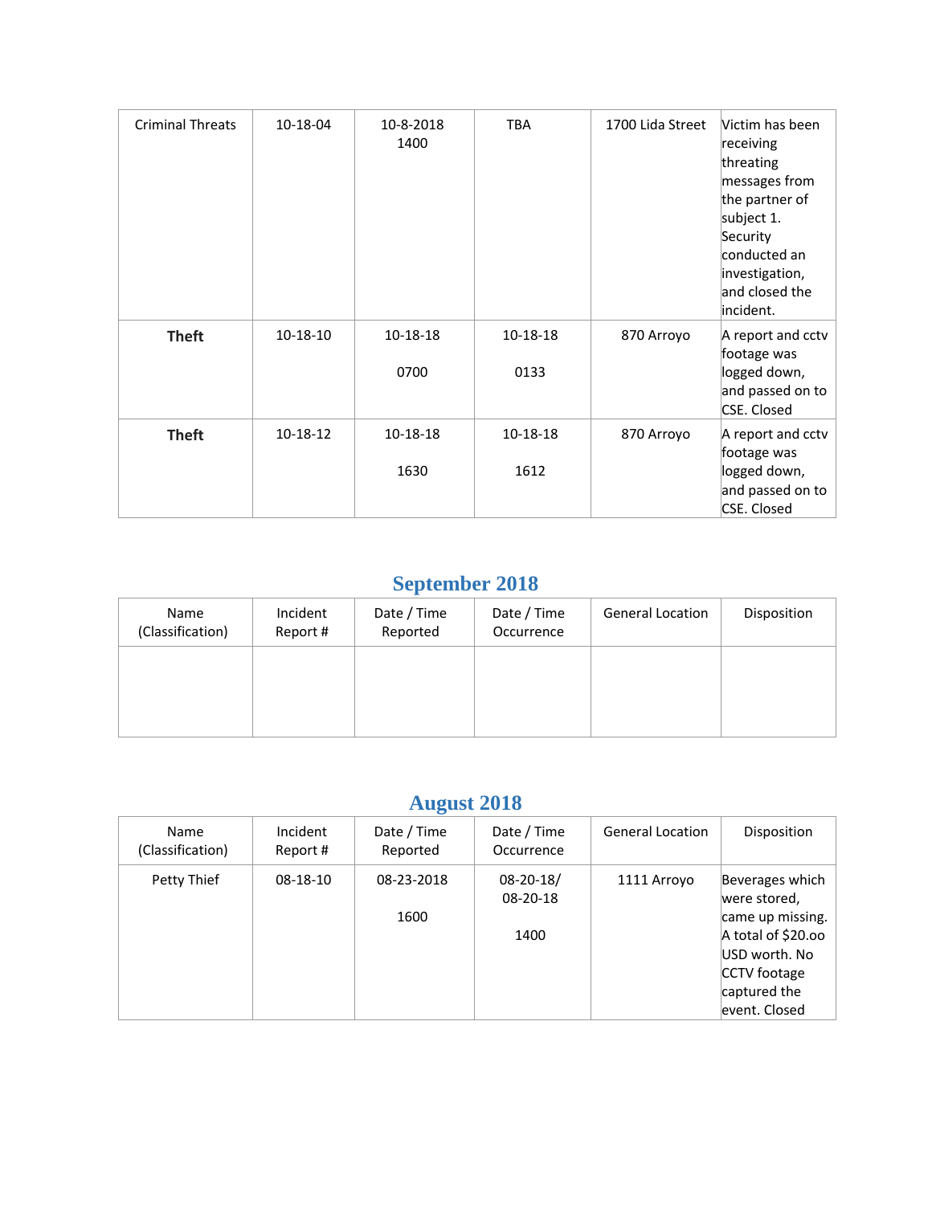| Criminal Threats | 10-18-04 | 10-8-2018 1400 | TBA | 1700 Lida Street | Victim has been receiving threating messages from the partner of subject 1. Security conducted an investigation, and closed the incident. |
|---|---|---|---|---|---|
| **Theft** | 10-18-10 | 10-18-18<br><br>0700 | 10-18-18<br><br>0133 | 870 Arroyo | A report and cctv footage was logged down, and passed on to CSE. Closed |
| **Theft** | 10-18-12 | 10-18-18<br><br>1630 | 10-18-18<br><br>1612 | 870 Arroyo | A report and cctv footage was logged down, and passed on to CSE. Closed |

## September 2018

| Name (Classification) | Incident Report # | Date / Time Reported | Date / Time Occurrence | General Location | Disposition |
|---|---|---|---|---|---|
| | | | | | |

## August 2018

| Name (Classification) | Incident Report # | Date / Time Reported | Date / Time Occurrence | General Location | Disposition |
|---|---|---|---|---|---|
| Petty Thief | 08-18-10 | 08-23-2018<br><br>1600 | 08-20-18/ 08-20-18<br><br>1400 | 1111 Arroyo | Beverages which were stored, came up missing. A total of $20.oo USD worth. No CCTV footage captured the event. Closed |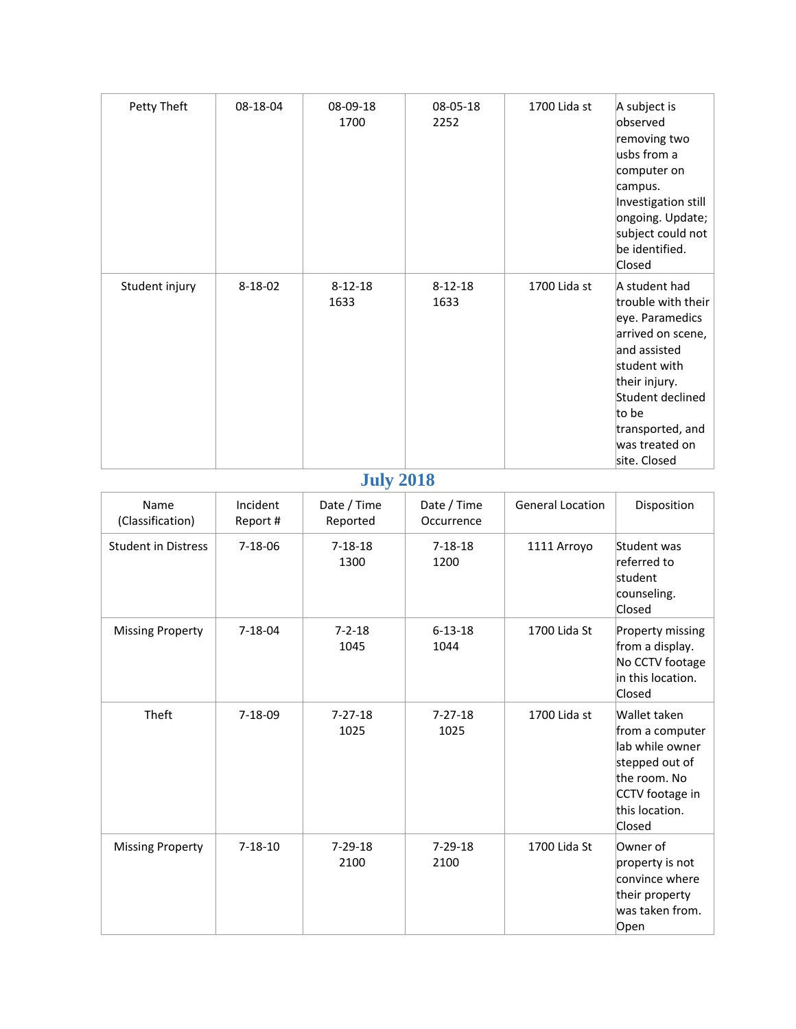| | | | | | |
|---|---|---|---|---|---|
| Petty Theft | 08-18-04 | 08-09-18 1700 | 08-05-18 2252 | 1700 Lida st | A subject is observed removing two usbs from a computer on campus. Investigation still ongoing. Update; subject could not be identified. Closed |
| Student injury | 8-18-02 | 8-12-18 1633 | 8-12-18 1633 | 1700 Lida st | A student had trouble with their eye. Paramedics arrived on scene, and assisted student with their injury. Student declined to be transported, and was treated on site. Closed |

## July 2018

| Name (Classification) | Incident Report # | Date / Time Reported | Date / Time Occurrence | General Location | Disposition |
|---|---|---|---|---|---|
| Student in Distress | 7-18-06 | 7-18-18 1300 | 7-18-18 1200 | 1111 Arroyo | Student was referred to student counseling. Closed |
| Missing Property | 7-18-04 | 7-2-18 1045 | 6-13-18 1044 | 1700 Lida St | Property missing from a display. No CCTV footage in this location. Closed |
| Theft | 7-18-09 | 7-27-18 1025 | 7-27-18 1025 | 1700 Lida st | Wallet taken from a computer lab while owner stepped out of the room. No CCTV footage in this location. Closed |
| Missing Property | 7-18-10 | 7-29-18 2100 | 7-29-18 2100 | 1700 Lida St | Owner of property is not convince where their property was taken from. Open |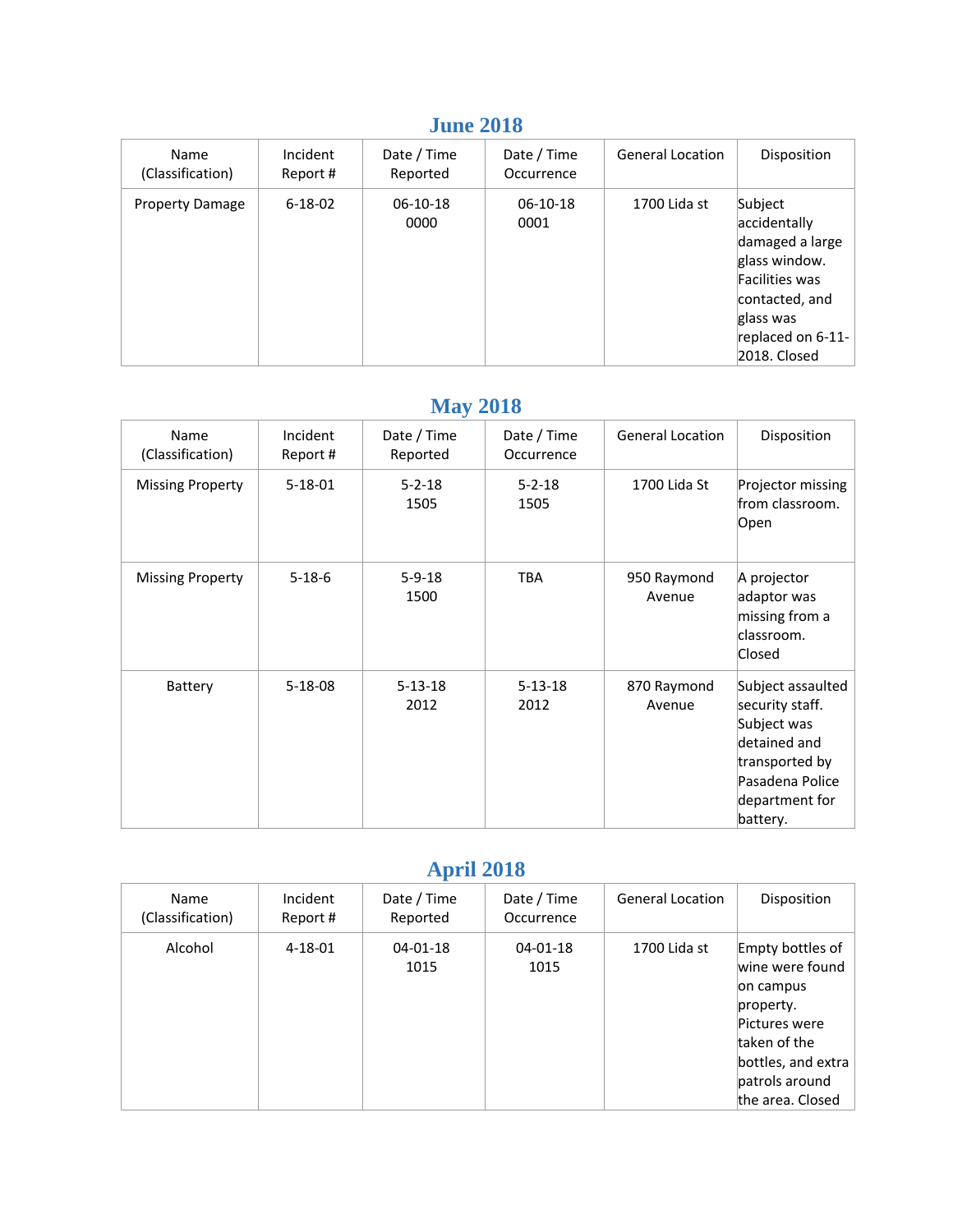## June 2018

| Name (Classification) | Incident Report # | Date / Time Reported | Date / Time Occurrence | General Location | Disposition |
|---|---|---|---|---|---|
| Property Damage | 6-18-02 | 06-10-18 0000 | 06-10-18 0001 | 1700 Lida st | Subject accidentally damaged a large glass window. Facilities was contacted, and glass was replaced on 6-11-2018. Closed |

## May 2018

| Name (Classification) | Incident Report # | Date / Time Reported | Date / Time Occurrence | General Location | Disposition |
|---|---|---|---|---|---|
| Missing Property | 5-18-01 | 5-2-18 1505 | 5-2-18 1505 | 1700 Lida St | Projector missing from classroom. Open |
| Missing Property | 5-18-6 | 5-9-18 1500 | TBA | 950 Raymond Avenue | A projector adaptor was missing from a classroom. Closed |
| Battery | 5-18-08 | 5-13-18 2012 | 5-13-18 2012 | 870 Raymond Avenue | Subject assaulted security staff. Subject was detained and transported by Pasadena Police department for battery. |

## April 2018

| Name (Classification) | Incident Report # | Date / Time Reported | Date / Time Occurrence | General Location | Disposition |
|---|---|---|---|---|---|
| Alcohol | 4-18-01 | 04-01-18 1015 | 04-01-18 1015 | 1700 Lida st | Empty bottles of wine were found on campus property. Pictures were taken of the bottles, and extra patrols around the area. Closed |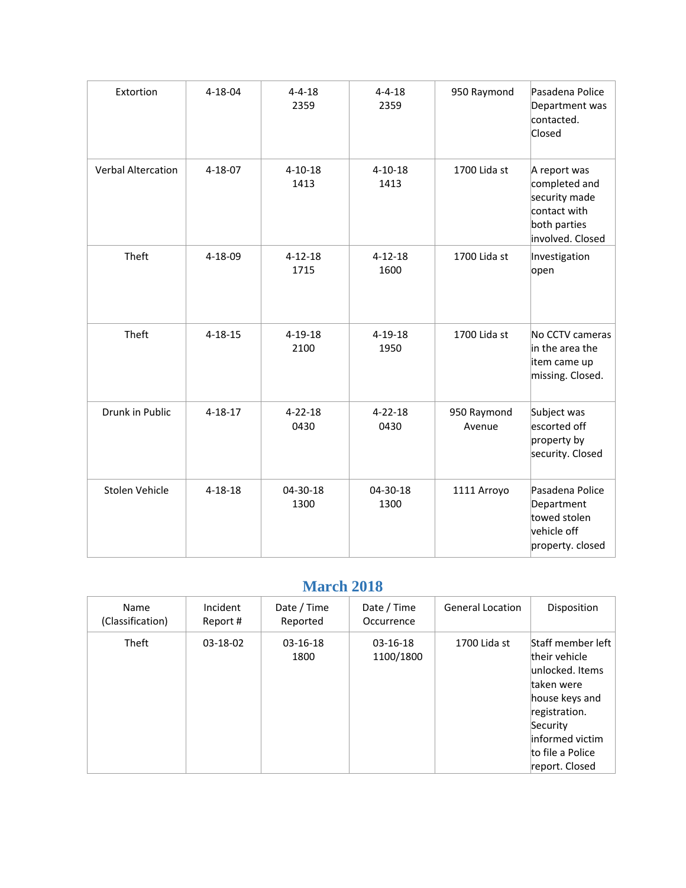| Name (Classification) | Incident Report # | Date / Time Reported | Date / Time Occurrence | General Location | Disposition |
|---|---|---|---|---|---|
| Extortion | 4-18-04 | 4-4-18 2359 | 4-4-18 2359 | 950 Raymond | Pasadena Police Department was contacted. Closed |
| Verbal Altercation | 4-18-07 | 4-10-18 1413 | 4-10-18 1413 | 1700 Lida st | A report was completed and security made contact with both parties involved. Closed |
| Theft | 4-18-09 | 4-12-18 1715 | 4-12-18 1600 | 1700 Lida st | Investigation open |
| Theft | 4-18-15 | 4-19-18 2100 | 4-19-18 1950 | 1700 Lida st | No CCTV cameras in the area the item came up missing. Closed. |
| Drunk in Public | 4-18-17 | 4-22-18 0430 | 4-22-18 0430 | 950 Raymond Avenue | Subject was escorted off property by security. Closed |
| Stolen Vehicle | 4-18-18 | 04-30-18 1300 | 04-30-18 1300 | 1111 Arroyo | Pasadena Police Department towed stolen vehicle off property. closed |

## March 2018

| Name (Classification) | Incident Report # | Date / Time Reported | Date / Time Occurrence | General Location | Disposition |
|---|---|---|---|---|---|
| Theft | 03-18-02 | 03-16-18 1800 | 03-16-18 1100/1800 | 1700 Lida st | Staff member left their vehicle unlocked. Items taken were house keys and registration. Security informed victim to file a Police report. Closed |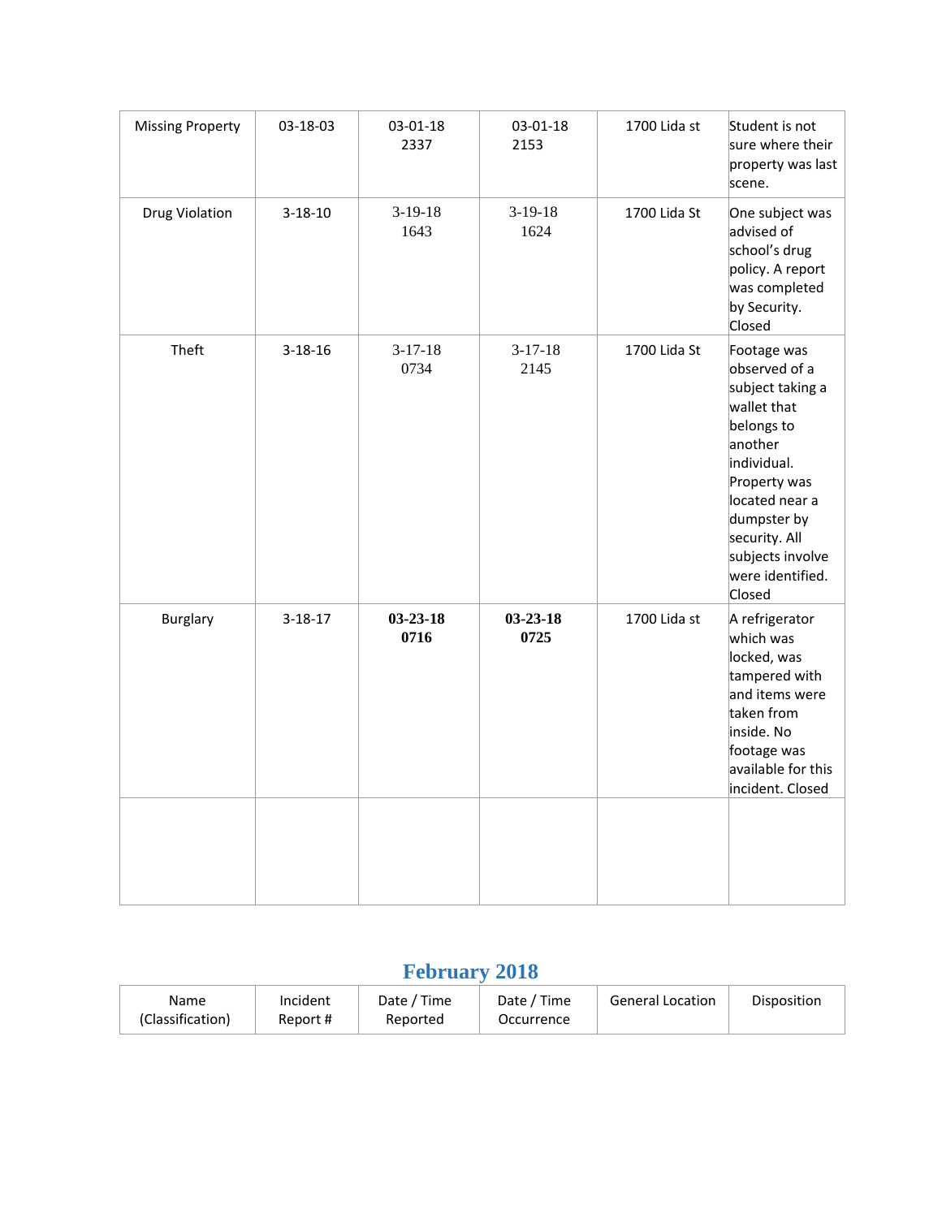| Missing Property | 03-18-03 | 03-01-18 2337 | 03-01-18 2153 | 1700 Lida st | Student is not sure where their property was last scene. |
|---|---|---|---|---|---|
| Drug Violation | 3-18-10 | 3-19-18 1643 | 3-19-18 1624 | 1700 Lida St | One subject was advised of school's drug policy. A report was completed by Security. Closed |
| Theft | 3-18-16 | 3-17-18 0734 | 3-17-18 2145 | 1700 Lida St | Footage was observed of a subject taking a wallet that belongs to another individual. Property was located near a dumpster by security. All subjects involve were identified. Closed |
| Burglary | 3-18-17 | **03-23-18 0716** | **03-23-18 0725** | 1700 Lida st | A refrigerator which was locked, was tampered with and items were taken from inside. No footage was available for this incident. Closed |
| | | | | | |

## February 2018

| Name (Classification) | Incident Report # | Date / Time Reported | Date / Time Occurrence | General Location | Disposition |
|---|---|---|---|---|---|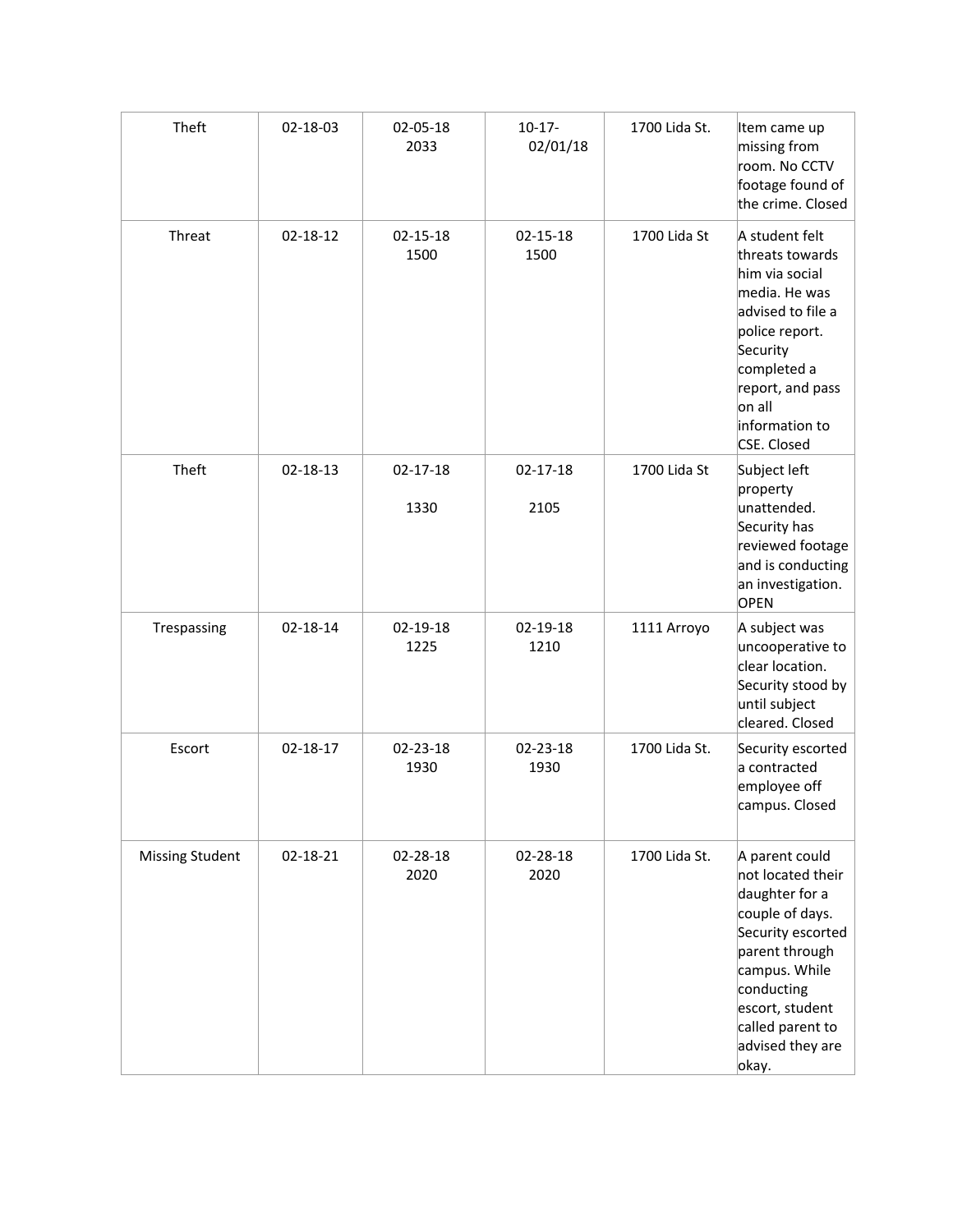| Theft | 02-18-03 | 02-05-18 2033 | 10-17-02/01/18 | 1700 Lida St. | Item came up missing from room. No CCTV footage found of the crime. Closed |
|---|---|---|---|---|---|
| Threat | 02-18-12 | 02-15-18 1500 | 02-15-18 1500 | 1700 Lida St | A student felt threats towards him via social media. He was advised to file a police report. Security completed a report, and pass on all information to CSE. Closed |
| Theft | 02-18-13 | 02-17-18 1330 | 02-17-18 2105 | 1700 Lida St | Subject left property unattended. Security has reviewed footage and is conducting an investigation. OPEN |
| Trespassing | 02-18-14 | 02-19-18 1225 | 02-19-18 1210 | 1111 Arroyo | A subject was uncooperative to clear location. Security stood by until subject cleared. Closed |
| Escort | 02-18-17 | 02-23-18 1930 | 02-23-18 1930 | 1700 Lida St. | Security escorted a contracted employee off campus. Closed |
| Missing Student | 02-18-21 | 02-28-18 2020 | 02-28-18 2020 | 1700 Lida St. | A parent could not located their daughter for a couple of days. Security escorted parent through campus. While conducting escort, student called parent to advised they are okay. |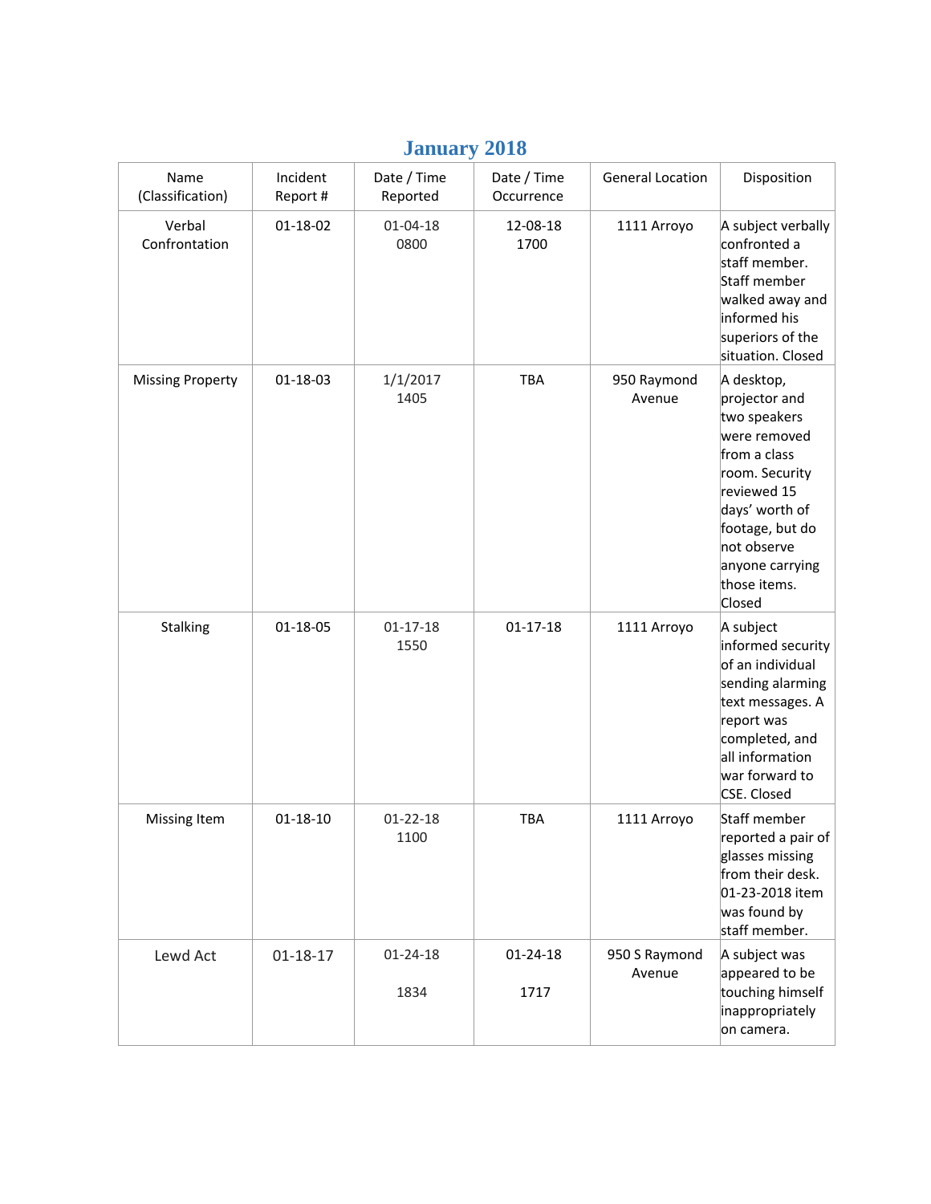## January 2018

| Name (Classification) | Incident Report # | Date / Time Reported | Date / Time Occurrence | General Location | Disposition |
|---|---|---|---|---|---|
| Verbal Confrontation | 01-18-02 | 01-04-18 0800 | 12-08-18 1700 | 1111 Arroyo | A subject verbally confronted a staff member. Staff member walked away and informed his superiors of the situation. Closed |
| Missing Property | 01-18-03 | 1/1/2017 1405 | TBA | 950 Raymond Avenue | A desktop, projector and two speakers were removed from a class room. Security reviewed 15 days' worth of footage, but do not observe anyone carrying those items. Closed |
| Stalking | 01-18-05 | 01-17-18 1550 | 01-17-18 | 1111 Arroyo | A subject informed security of an individual sending alarming text messages. A report was completed, and all information war forward to CSE. Closed |
| Missing Item | 01-18-10 | 01-22-18 1100 | TBA | 1111 Arroyo | Staff member reported a pair of glasses missing from their desk. 01-23-2018 item was found by staff member. |
| Lewd Act | 01-18-17 | 01-24-18 1834 | 01-24-18 1717 | 950 S Raymond Avenue | A subject was appeared to be touching himself inappropriately on camera. |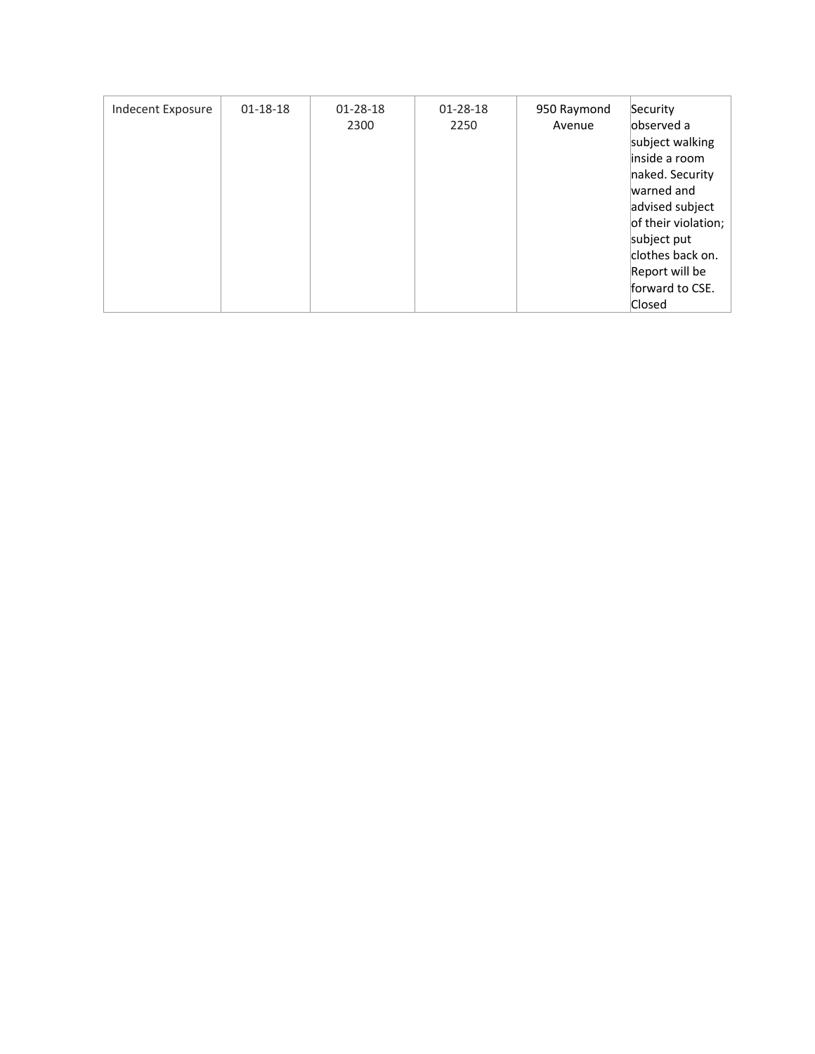| | | | | | |
|---|---|---|---|---|---|
| Indecent Exposure | 01-18-18 | 01-28-18 2300 | 01-28-18 2250 | 950 Raymond Avenue | Security observed a subject walking inside a room naked. Security warned and advised subject of their violation; subject put clothes back on. Report will be forward to CSE. Closed |